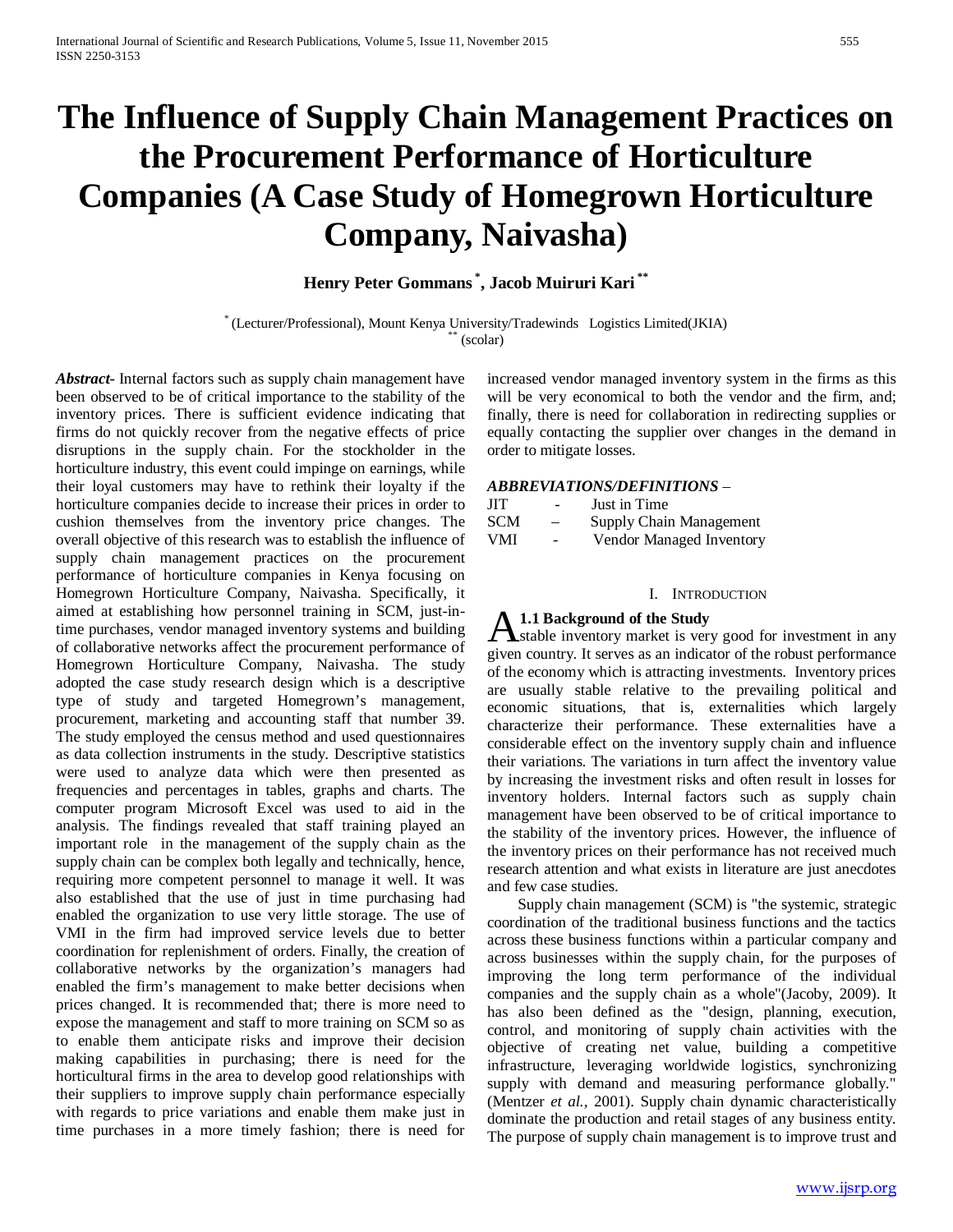# The Influence of Supply Chain Management Practices on the Procurement Performance of Horticulture Companies (A Case Study of Homegrown Horticulture Company, Naivasha)

**Henry Peter Gommans [*], Jacob Muiruri Kari [**]**

[*] (Lecturer/Professional), Mount Kenya University/Tradewinds Logistics Limited(JKIA)
[**] (scolar)

***Abstract***- Internal factors such as supply chain management have been observed to be of critical importance to the stability of the inventory prices. There is sufficient evidence indicating that firms do not quickly recover from the negative effects of price disruptions in the supply chain. For the stockholder in the horticulture industry, this event could impinge on earnings, while their loyal customers may have to rethink their loyalty if the horticulture companies decide to increase their prices in order to cushion themselves from the inventory price changes. The overall objective of this research was to establish the influence of supply chain management practices on the procurement performance of horticulture companies in Kenya focusing on Homegrown Horticulture Company, Naivasha. Specifically, it aimed at establishing how personnel training in SCM, just-in-time purchases, vendor managed inventory systems and building of collaborative networks affect the procurement performance of Homegrown Horticulture Company, Naivasha. The study adopted the case study research design which is a descriptive type of study and targeted Homegrown's management, procurement, marketing and accounting staff that number 39. The study employed the census method and used questionnaires as data collection instruments in the study. Descriptive statistics were used to analyze data which were then presented as frequencies and percentages in tables, graphs and charts. The computer program Microsoft Excel was used to aid in the analysis. The findings revealed that staff training played an important role in the management of the supply chain as the supply chain can be complex both legally and technically, hence, requiring more competent personnel to manage it well. It was also established that the use of just in time purchasing had enabled the organization to use very little storage. The use of VMI in the firm had improved service levels due to better coordination for replenishment of orders. Finally, the creation of collaborative networks by the organization's managers had enabled the firm's management to make better decisions when prices changed. It is recommended that; there is more need to expose the management and staff to more training on SCM so as to enable them anticipate risks and improve their decision making capabilities in purchasing; there is need for the horticultural firms in the area to develop good relationships with their suppliers to improve supply chain performance especially with regards to price variations and enable them make just in time purchases in a more timely fashion; there is need for increased vendor managed inventory system in the firms as this will be very economical to both the vendor and the firm, and; finally, there is need for collaboration in redirecting supplies or equally contacting the supplier over changes in the demand in order to mitigate losses.

***ABBREVIATIONS/DEFINITIONS*** –

| | | |
|---|---|---|
| JIT | - | Just in Time |
| SCM | – | Supply Chain Management |
| VMI | - | Vendor Managed Inventory |

## I. Introduction

### 1.1 Background of the Study

A stable inventory market is very good for investment in any given country. It serves as an indicator of the robust performance of the economy which is attracting investments. Inventory prices are usually stable relative to the prevailing political and economic situations, that is, externalities which largely characterize their performance. These externalities have a considerable effect on the inventory supply chain and influence their variations. The variations in turn affect the inventory value by increasing the investment risks and often result in losses for inventory holders. Internal factors such as supply chain management have been observed to be of critical importance to the stability of the inventory prices. However, the influence of the inventory prices on their performance has not received much research attention and what exists in literature are just anecdotes and few case studies.

Supply chain management (SCM) is "the systemic, strategic coordination of the traditional business functions and the tactics across these business functions within a particular company and across businesses within the supply chain, for the purposes of improving the long term performance of the individual companies and the supply chain as a whole"(Jacoby, 2009). It has also been defined as the "design, planning, execution, control, and monitoring of supply chain activities with the objective of creating net value, building a competitive infrastructure, leveraging worldwide logistics, synchronizing supply with demand and measuring performance globally." (Mentzer *et al.*, 2001). Supply chain dynamic characteristically dominate the production and retail stages of any business entity. The purpose of supply chain management is to improve trust and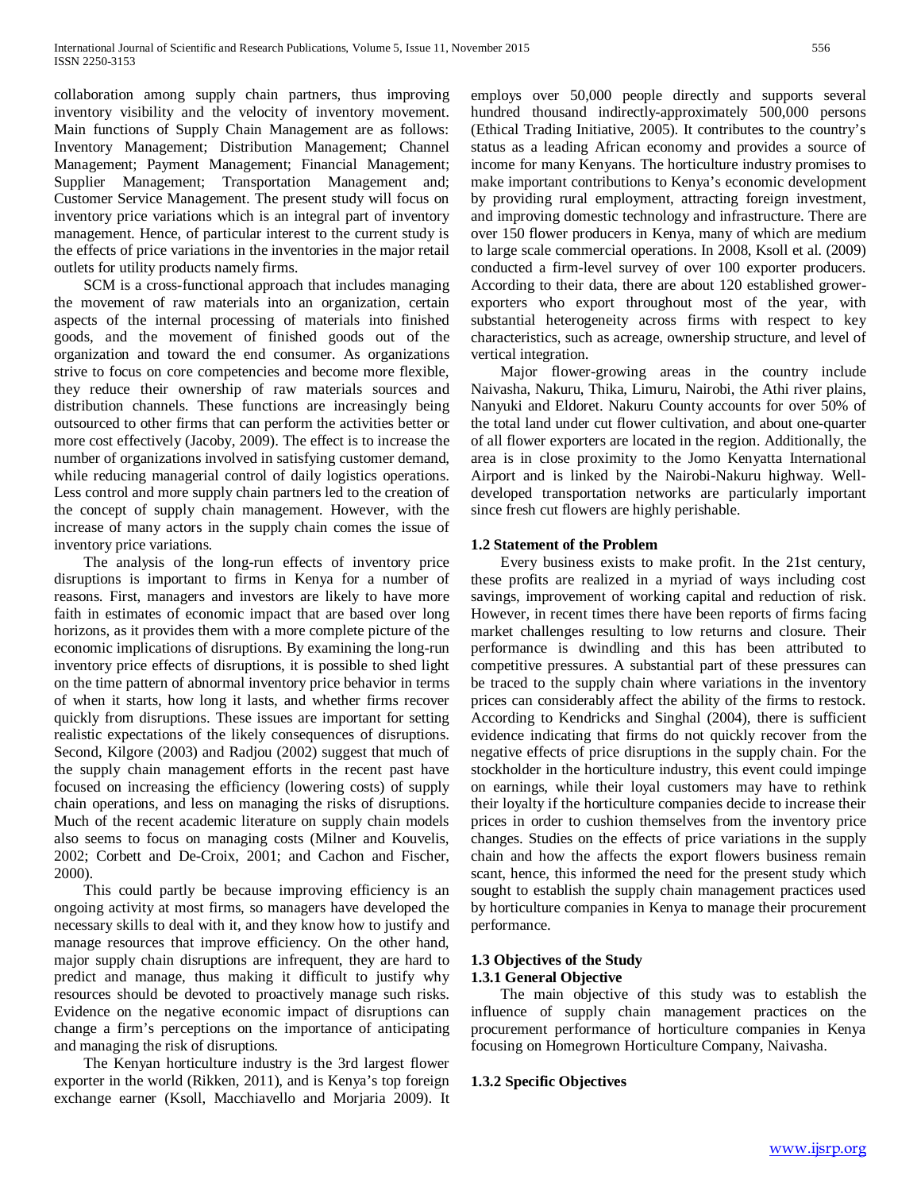collaboration among supply chain partners, thus improving inventory visibility and the velocity of inventory movement. Main functions of Supply Chain Management are as follows: Inventory Management; Distribution Management; Channel Management; Payment Management; Financial Management; Supplier Management; Transportation Management and; Customer Service Management. The present study will focus on inventory price variations which is an integral part of inventory management. Hence, of particular interest to the current study is the effects of price variations in the inventories in the major retail outlets for utility products namely firms.

SCM is a cross-functional approach that includes managing the movement of raw materials into an organization, certain aspects of the internal processing of materials into finished goods, and the movement of finished goods out of the organization and toward the end consumer. As organizations strive to focus on core competencies and become more flexible, they reduce their ownership of raw materials sources and distribution channels. These functions are increasingly being outsourced to other firms that can perform the activities better or more cost effectively (Jacoby, 2009). The effect is to increase the number of organizations involved in satisfying customer demand, while reducing managerial control of daily logistics operations. Less control and more supply chain partners led to the creation of the concept of supply chain management. However, with the increase of many actors in the supply chain comes the issue of inventory price variations.

The analysis of the long-run effects of inventory price disruptions is important to firms in Kenya for a number of reasons. First, managers and investors are likely to have more faith in estimates of economic impact that are based over long horizons, as it provides them with a more complete picture of the economic implications of disruptions. By examining the long-run inventory price effects of disruptions, it is possible to shed light on the time pattern of abnormal inventory price behavior in terms of when it starts, how long it lasts, and whether firms recover quickly from disruptions. These issues are important for setting realistic expectations of the likely consequences of disruptions. Second, Kilgore (2003) and Radjou (2002) suggest that much of the supply chain management efforts in the recent past have focused on increasing the efficiency (lowering costs) of supply chain operations, and less on managing the risks of disruptions. Much of the recent academic literature on supply chain models also seems to focus on managing costs (Milner and Kouvelis, 2002; Corbett and De-Croix, 2001; and Cachon and Fischer, 2000).

This could partly be because improving efficiency is an ongoing activity at most firms, so managers have developed the necessary skills to deal with it, and they know how to justify and manage resources that improve efficiency. On the other hand, major supply chain disruptions are infrequent, they are hard to predict and manage, thus making it difficult to justify why resources should be devoted to proactively manage such risks. Evidence on the negative economic impact of disruptions can change a firm's perceptions on the importance of anticipating and managing the risk of disruptions.

The Kenyan horticulture industry is the 3rd largest flower exporter in the world (Rikken, 2011), and is Kenya's top foreign exchange earner (Ksoll, Macchiavello and Morjaria 2009). It employs over 50,000 people directly and supports several hundred thousand indirectly-approximately 500,000 persons (Ethical Trading Initiative, 2005). It contributes to the country's status as a leading African economy and provides a source of income for many Kenyans. The horticulture industry promises to make important contributions to Kenya's economic development by providing rural employment, attracting foreign investment, and improving domestic technology and infrastructure. There are over 150 flower producers in Kenya, many of which are medium to large scale commercial operations. In 2008, Ksoll et al. (2009) conducted a firm-level survey of over 100 exporter producers. According to their data, there are about 120 established grower-exporters who export throughout most of the year, with substantial heterogeneity across firms with respect to key characteristics, such as acreage, ownership structure, and level of vertical integration.

Major flower-growing areas in the country include Naivasha, Nakuru, Thika, Limuru, Nairobi, the Athi river plains, Nanyuki and Eldoret. Nakuru County accounts for over 50% of the total land under cut flower cultivation, and about one-quarter of all flower exporters are located in the region. Additionally, the area is in close proximity to the Jomo Kenyatta International Airport and is linked by the Nairobi-Nakuru highway. Well-developed transportation networks are particularly important since fresh cut flowers are highly perishable.

### 1.2 Statement of the Problem

Every business exists to make profit. In the 21st century, these profits are realized in a myriad of ways including cost savings, improvement of working capital and reduction of risk. However, in recent times there have been reports of firms facing market challenges resulting to low returns and closure. Their performance is dwindling and this has been attributed to competitive pressures. A substantial part of these pressures can be traced to the supply chain where variations in the inventory prices can considerably affect the ability of the firms to restock. According to Kendricks and Singhal (2004), there is sufficient evidence indicating that firms do not quickly recover from the negative effects of price disruptions in the supply chain. For the stockholder in the horticulture industry, this event could impinge on earnings, while their loyal customers may have to rethink their loyalty if the horticulture companies decide to increase their prices in order to cushion themselves from the inventory price changes. Studies on the effects of price variations in the supply chain and how the affects the export flowers business remain scant, hence, this informed the need for the present study which sought to establish the supply chain management practices used by horticulture companies in Kenya to manage their procurement performance.

### 1.3 Objectives of the Study

#### 1.3.1 General Objective

The main objective of this study was to establish the influence of supply chain management practices on the procurement performance of horticulture companies in Kenya focusing on Homegrown Horticulture Company, Naivasha.

#### 1.3.2 Specific Objectives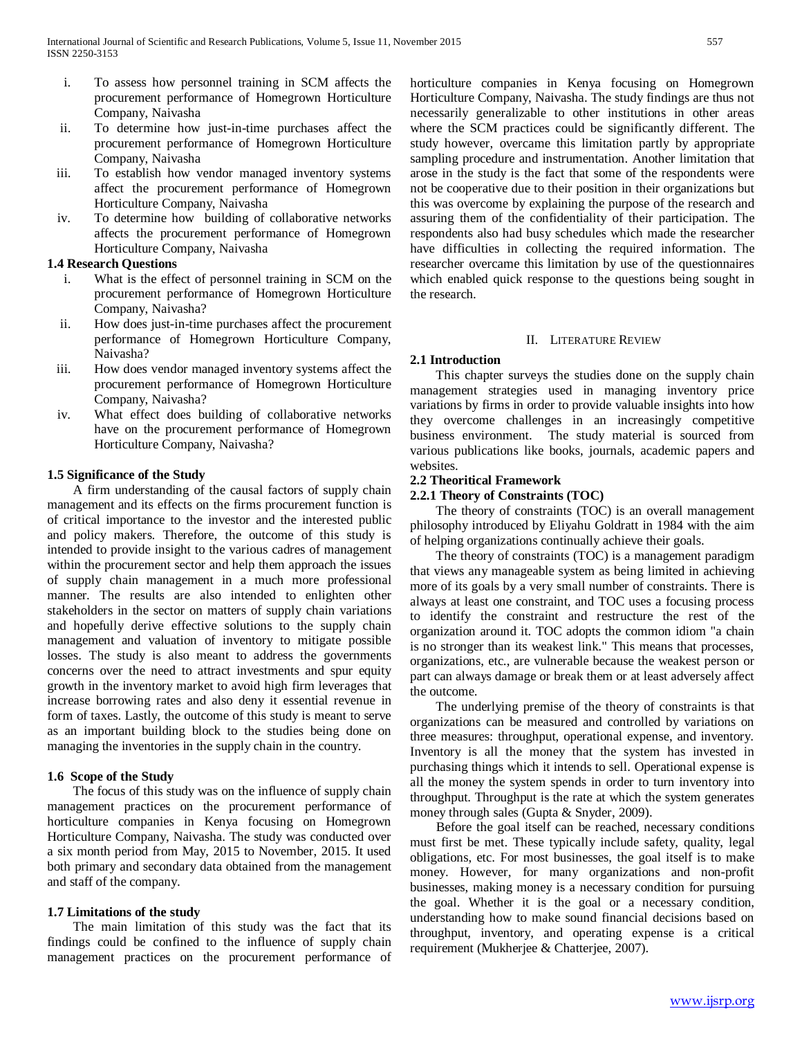i. To assess how personnel training in SCM affects the procurement performance of Homegrown Horticulture Company, Naivasha
ii. To determine how just-in-time purchases affect the procurement performance of Homegrown Horticulture Company, Naivasha
iii. To establish how vendor managed inventory systems affect the procurement performance of Homegrown Horticulture Company, Naivasha
iv. To determine how building of collaborative networks affects the procurement performance of Homegrown Horticulture Company, Naivasha

### 1.4 Research Questions

i. What is the effect of personnel training in SCM on the procurement performance of Homegrown Horticulture Company, Naivasha?
ii. How does just-in-time purchases affect the procurement performance of Homegrown Horticulture Company, Naivasha?
iii. How does vendor managed inventory systems affect the procurement performance of Homegrown Horticulture Company, Naivasha?
iv. What effect does building of collaborative networks have on the procurement performance of Homegrown Horticulture Company, Naivasha?

### 1.5 Significance of the Study

A firm understanding of the causal factors of supply chain management and its effects on the firms procurement function is of critical importance to the investor and the interested public and policy makers. Therefore, the outcome of this study is intended to provide insight to the various cadres of management within the procurement sector and help them approach the issues of supply chain management in a much more professional manner. The results are also intended to enlighten other stakeholders in the sector on matters of supply chain variations and hopefully derive effective solutions to the supply chain management and valuation of inventory to mitigate possible losses. The study is also meant to address the governments concerns over the need to attract investments and spur equity growth in the inventory market to avoid high firm leverages that increase borrowing rates and also deny it essential revenue in form of taxes. Lastly, the outcome of this study is meant to serve as an important building block to the studies being done on managing the inventories in the supply chain in the country.

### 1.6 Scope of the Study

The focus of this study was on the influence of supply chain management practices on the procurement performance of horticulture companies in Kenya focusing on Homegrown Horticulture Company, Naivasha. The study was conducted over a six month period from May, 2015 to November, 2015. It used both primary and secondary data obtained from the management and staff of the company.

### 1.7 Limitations of the study

The main limitation of this study was the fact that its findings could be confined to the influence of supply chain management practices on the procurement performance of horticulture companies in Kenya focusing on Homegrown Horticulture Company, Naivasha. The study findings are thus not necessarily generalizable to other institutions in other areas where the SCM practices could be significantly different. The study however, overcame this limitation partly by appropriate sampling procedure and instrumentation. Another limitation that arose in the study is the fact that some of the respondents were not be cooperative due to their position in their organizations but this was overcome by explaining the purpose of the research and assuring them of the confidentiality of their participation. The respondents also had busy schedules which made the researcher have difficulties in collecting the required information. The researcher overcame this limitation by use of the questionnaires which enabled quick response to the questions being sought in the research.

## II. Literature Review

### 2.1 Introduction

This chapter surveys the studies done on the supply chain management strategies used in managing inventory price variations by firms in order to provide valuable insights into how they overcome challenges in an increasingly competitive business environment. The study material is sourced from various publications like books, journals, academic papers and websites.

### 2.2 Theoritical Framework

#### 2.2.1 Theory of Constraints (TOC)

The theory of constraints (TOC) is an overall management philosophy introduced by Eliyahu Goldratt in 1984 with the aim of helping organizations continually achieve their goals.

The theory of constraints (TOC) is a management paradigm that views any manageable system as being limited in achieving more of its goals by a very small number of constraints. There is always at least one constraint, and TOC uses a focusing process to identify the constraint and restructure the rest of the organization around it. TOC adopts the common idiom "a chain is no stronger than its weakest link." This means that processes, organizations, etc., are vulnerable because the weakest person or part can always damage or break them or at least adversely affect the outcome.

The underlying premise of the theory of constraints is that organizations can be measured and controlled by variations on three measures: throughput, operational expense, and inventory. Inventory is all the money that the system has invested in purchasing things which it intends to sell. Operational expense is all the money the system spends in order to turn inventory into throughput. Throughput is the rate at which the system generates money through sales (Gupta & Snyder, 2009).

Before the goal itself can be reached, necessary conditions must first be met. These typically include safety, quality, legal obligations, etc. For most businesses, the goal itself is to make money. However, for many organizations and non-profit businesses, making money is a necessary condition for pursuing the goal. Whether it is the goal or a necessary condition, understanding how to make sound financial decisions based on throughput, inventory, and operating expense is a critical requirement (Mukherjee & Chatterjee, 2007).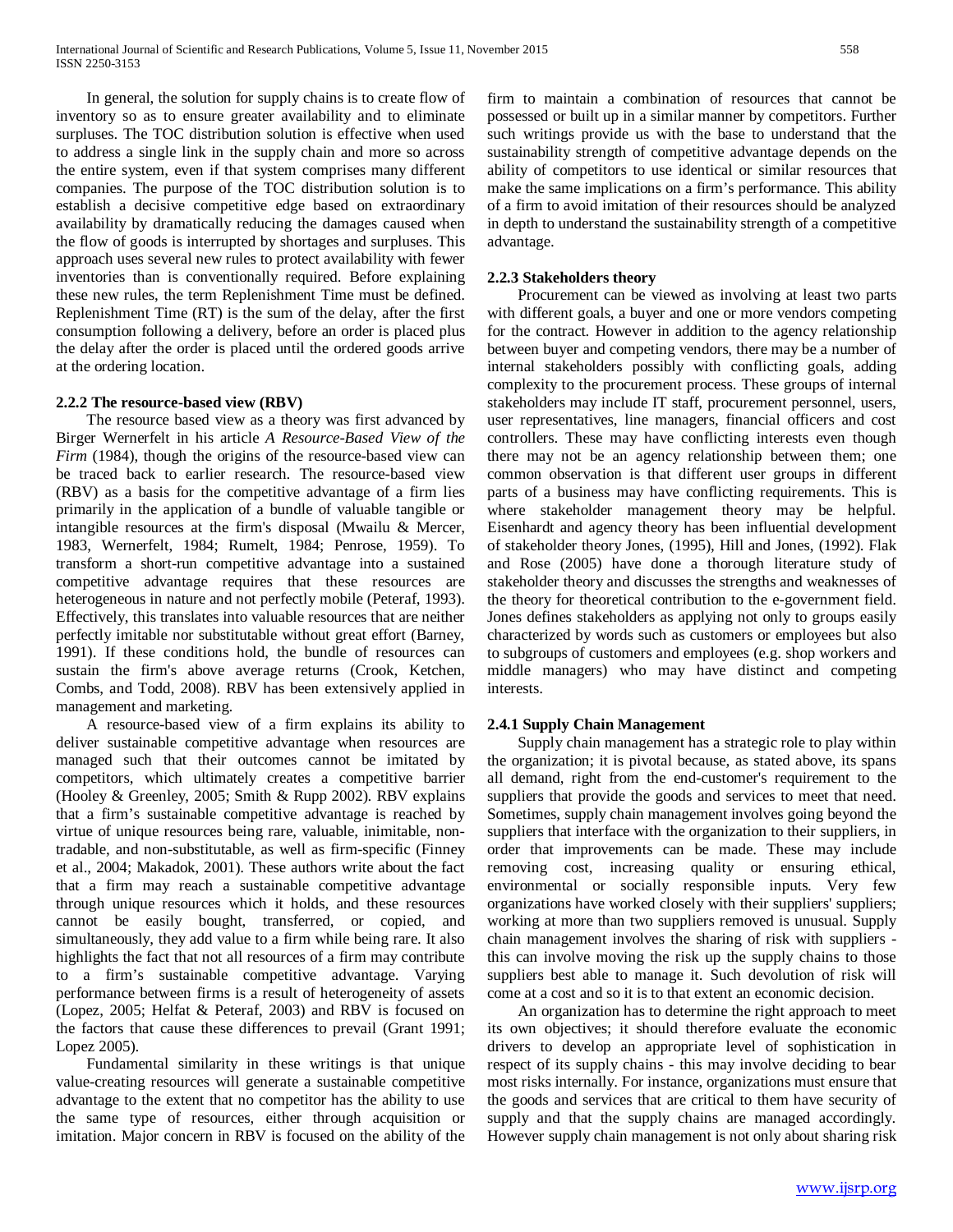In general, the solution for supply chains is to create flow of inventory so as to ensure greater availability and to eliminate surpluses. The TOC distribution solution is effective when used to address a single link in the supply chain and more so across the entire system, even if that system comprises many different companies. The purpose of the TOC distribution solution is to establish a decisive competitive edge based on extraordinary availability by dramatically reducing the damages caused when the flow of goods is interrupted by shortages and surpluses. This approach uses several new rules to protect availability with fewer inventories than is conventionally required. Before explaining these new rules, the term Replenishment Time must be defined. Replenishment Time (RT) is the sum of the delay, after the first consumption following a delivery, before an order is placed plus the delay after the order is placed until the ordered goods arrive at the ordering location.

### 2.2.2 The resource-based view (RBV)

The resource based view as a theory was first advanced by Birger Wernerfelt in his article *A Resource-Based View of the Firm* (1984), though the origins of the resource-based view can be traced back to earlier research. The resource-based view (RBV) as a basis for the competitive advantage of a firm lies primarily in the application of a bundle of valuable tangible or intangible resources at the firm's disposal (Mwailu & Mercer, 1983, Wernerfelt, 1984; Rumelt, 1984; Penrose, 1959). To transform a short-run competitive advantage into a sustained competitive advantage requires that these resources are heterogeneous in nature and not perfectly mobile (Peteraf, 1993). Effectively, this translates into valuable resources that are neither perfectly imitable nor substitutable without great effort (Barney, 1991). If these conditions hold, the bundle of resources can sustain the firm's above average returns (Crook, Ketchen, Combs, and Todd, 2008). RBV has been extensively applied in management and marketing.

A resource-based view of a firm explains its ability to deliver sustainable competitive advantage when resources are managed such that their outcomes cannot be imitated by competitors, which ultimately creates a competitive barrier (Hooley & Greenley, 2005; Smith & Rupp 2002). RBV explains that a firm's sustainable competitive advantage is reached by virtue of unique resources being rare, valuable, inimitable, non-tradable, and non-substitutable, as well as firm-specific (Finney et al., 2004; Makadok, 2001). These authors write about the fact that a firm may reach a sustainable competitive advantage through unique resources which it holds, and these resources cannot be easily bought, transferred, or copied, and simultaneously, they add value to a firm while being rare. It also highlights the fact that not all resources of a firm may contribute to a firm's sustainable competitive advantage. Varying performance between firms is a result of heterogeneity of assets (Lopez, 2005; Helfat & Peteraf, 2003) and RBV is focused on the factors that cause these differences to prevail (Grant 1991; Lopez 2005).

Fundamental similarity in these writings is that unique value-creating resources will generate a sustainable competitive advantage to the extent that no competitor has the ability to use the same type of resources, either through acquisition or imitation. Major concern in RBV is focused on the ability of the firm to maintain a combination of resources that cannot be possessed or built up in a similar manner by competitors. Further such writings provide us with the base to understand that the sustainability strength of competitive advantage depends on the ability of competitors to use identical or similar resources that make the same implications on a firm's performance. This ability of a firm to avoid imitation of their resources should be analyzed in depth to understand the sustainability strength of a competitive advantage.

### 2.2.3 Stakeholders theory

Procurement can be viewed as involving at least two parts with different goals, a buyer and one or more vendors competing for the contract. However in addition to the agency relationship between buyer and competing vendors, there may be a number of internal stakeholders possibly with conflicting goals, adding complexity to the procurement process. These groups of internal stakeholders may include IT staff, procurement personnel, users, user representatives, line managers, financial officers and cost controllers. These may have conflicting interests even though there may not be an agency relationship between them; one common observation is that different user groups in different parts of a business may have conflicting requirements. This is where stakeholder management theory may be helpful. Eisenhardt and agency theory has been influential development of stakeholder theory Jones, (1995), Hill and Jones, (1992). Flak and Rose (2005) have done a thorough literature study of stakeholder theory and discusses the strengths and weaknesses of the theory for theoretical contribution to the e-government field. Jones defines stakeholders as applying not only to groups easily characterized by words such as customers or employees but also to subgroups of customers and employees (e.g. shop workers and middle managers) who may have distinct and competing interests.

### 2.4.1 Supply Chain Management

Supply chain management has a strategic role to play within the organization; it is pivotal because, as stated above, its spans all demand, right from the end-customer's requirement to the suppliers that provide the goods and services to meet that need. Sometimes, supply chain management involves going beyond the suppliers that interface with the organization to their suppliers, in order that improvements can be made. These may include removing cost, increasing quality or ensuring ethical, environmental or socially responsible inputs. Very few organizations have worked closely with their suppliers' suppliers; working at more than two suppliers removed is unusual. Supply chain management involves the sharing of risk with suppliers - this can involve moving the risk up the supply chains to those suppliers best able to manage it. Such devolution of risk will come at a cost and so it is to that extent an economic decision.

An organization has to determine the right approach to meet its own objectives; it should therefore evaluate the economic drivers to develop an appropriate level of sophistication in respect of its supply chains - this may involve deciding to bear most risks internally. For instance, organizations must ensure that the goods and services that are critical to them have security of supply and that the supply chains are managed accordingly. However supply chain management is not only about sharing risk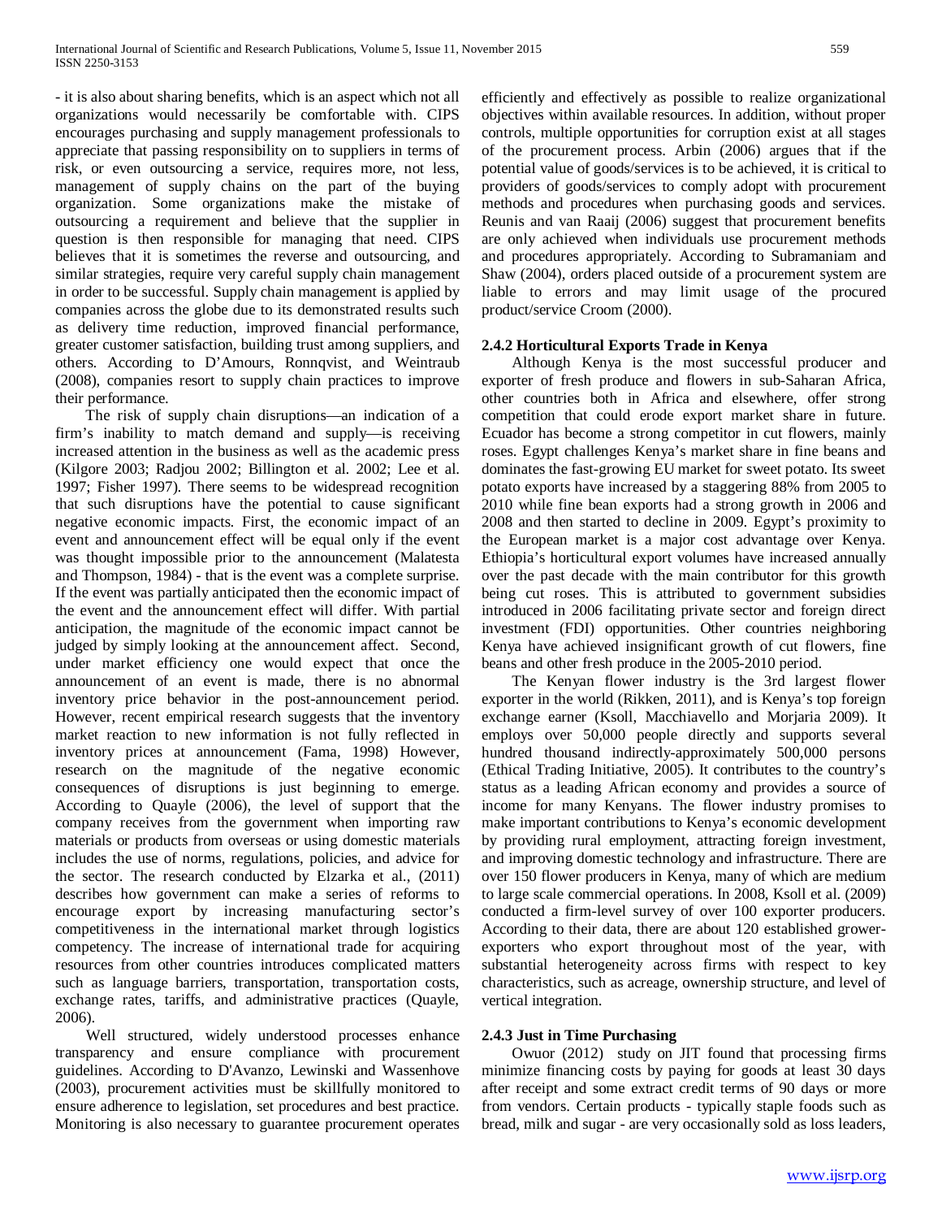- it is also about sharing benefits, which is an aspect which not all organizations would necessarily be comfortable with. CIPS encourages purchasing and supply management professionals to appreciate that passing responsibility on to suppliers in terms of risk, or even outsourcing a service, requires more, not less, management of supply chains on the part of the buying organization. Some organizations make the mistake of outsourcing a requirement and believe that the supplier in question is then responsible for managing that need. CIPS believes that it is sometimes the reverse and outsourcing, and similar strategies, require very careful supply chain management in order to be successful. Supply chain management is applied by companies across the globe due to its demonstrated results such as delivery time reduction, improved financial performance, greater customer satisfaction, building trust among suppliers, and others. According to D'Amours, Ronnqvist, and Weintraub (2008), companies resort to supply chain practices to improve their performance.

The risk of supply chain disruptions—an indication of a firm's inability to match demand and supply—is receiving increased attention in the business as well as the academic press (Kilgore 2003; Radjou 2002; Billington et al. 2002; Lee et al. 1997; Fisher 1997). There seems to be widespread recognition that such disruptions have the potential to cause significant negative economic impacts. First, the economic impact of an event and announcement effect will be equal only if the event was thought impossible prior to the announcement (Malatesta and Thompson, 1984) - that is the event was a complete surprise. If the event was partially anticipated then the economic impact of the event and the announcement effect will differ. With partial anticipation, the magnitude of the economic impact cannot be judged by simply looking at the announcement affect. Second, under market efficiency one would expect that once the announcement of an event is made, there is no abnormal inventory price behavior in the post-announcement period. However, recent empirical research suggests that the inventory market reaction to new information is not fully reflected in inventory prices at announcement (Fama, 1998) However, research on the magnitude of the negative economic consequences of disruptions is just beginning to emerge. According to Quayle (2006), the level of support that the company receives from the government when importing raw materials or products from overseas or using domestic materials includes the use of norms, regulations, policies, and advice for the sector. The research conducted by Elzarka et al., (2011) describes how government can make a series of reforms to encourage export by increasing manufacturing sector's competitiveness in the international market through logistics competency. The increase of international trade for acquiring resources from other countries introduces complicated matters such as language barriers, transportation, transportation costs, exchange rates, tariffs, and administrative practices (Quayle, 2006).

Well structured, widely understood processes enhance transparency and ensure compliance with procurement guidelines. According to D'Avanzo, Lewinski and Wassenhove (2003), procurement activities must be skillfully monitored to ensure adherence to legislation, set procedures and best practice. Monitoring is also necessary to guarantee procurement operates efficiently and effectively as possible to realize organizational objectives within available resources. In addition, without proper controls, multiple opportunities for corruption exist at all stages of the procurement process. Arbin (2006) argues that if the potential value of goods/services is to be achieved, it is critical to providers of goods/services to comply adopt with procurement methods and procedures when purchasing goods and services. Reunis and van Raaij (2006) suggest that procurement benefits are only achieved when individuals use procurement methods and procedures appropriately. According to Subramaniam and Shaw (2004), orders placed outside of a procurement system are liable to errors and may limit usage of the procured product/service Croom (2000).

### 2.4.2 Horticultural Exports Trade in Kenya

Although Kenya is the most successful producer and exporter of fresh produce and flowers in sub-Saharan Africa, other countries both in Africa and elsewhere, offer strong competition that could erode export market share in future. Ecuador has become a strong competitor in cut flowers, mainly roses. Egypt challenges Kenya's market share in fine beans and dominates the fast-growing EU market for sweet potato. Its sweet potato exports have increased by a staggering 88% from 2005 to 2010 while fine bean exports had a strong growth in 2006 and 2008 and then started to decline in 2009. Egypt's proximity to the European market is a major cost advantage over Kenya. Ethiopia's horticultural export volumes have increased annually over the past decade with the main contributor for this growth being cut roses. This is attributed to government subsidies introduced in 2006 facilitating private sector and foreign direct investment (FDI) opportunities. Other countries neighboring Kenya have achieved insignificant growth of cut flowers, fine beans and other fresh produce in the 2005-2010 period.

The Kenyan flower industry is the 3rd largest flower exporter in the world (Rikken, 2011), and is Kenya's top foreign exchange earner (Ksoll, Macchiavello and Morjaria 2009). It employs over 50,000 people directly and supports several hundred thousand indirectly-approximately 500,000 persons (Ethical Trading Initiative, 2005). It contributes to the country's status as a leading African economy and provides a source of income for many Kenyans. The flower industry promises to make important contributions to Kenya's economic development by providing rural employment, attracting foreign investment, and improving domestic technology and infrastructure. There are over 150 flower producers in Kenya, many of which are medium to large scale commercial operations. In 2008, Ksoll et al. (2009) conducted a firm-level survey of over 100 exporter producers. According to their data, there are about 120 established grower-exporters who export throughout most of the year, with substantial heterogeneity across firms with respect to key characteristics, such as acreage, ownership structure, and level of vertical integration.

### 2.4.3 Just in Time Purchasing

Owuor (2012) study on JIT found that processing firms minimize financing costs by paying for goods at least 30 days after receipt and some extract credit terms of 90 days or more from vendors. Certain products - typically staple foods such as bread, milk and sugar - are very occasionally sold as loss leaders,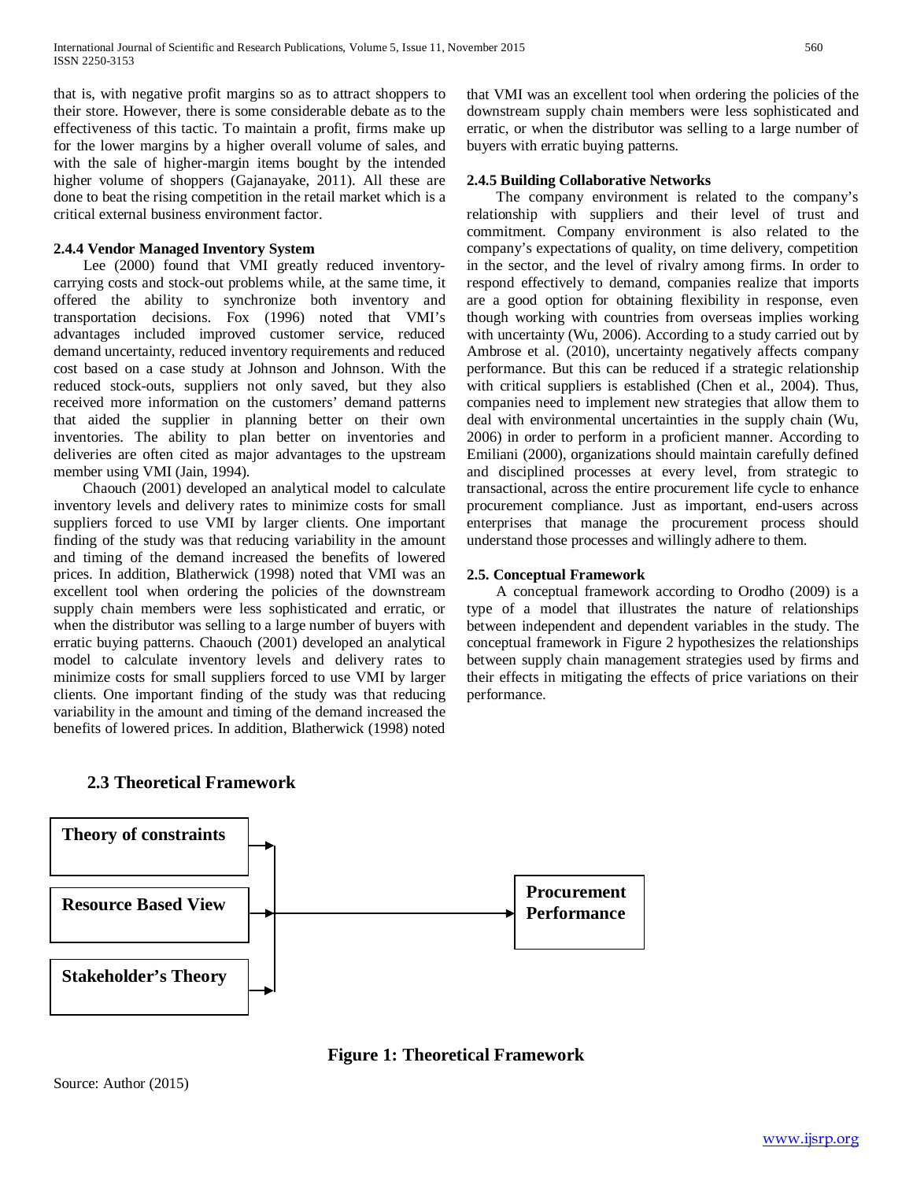that is, with negative profit margins so as to attract shoppers to their store. However, there is some considerable debate as to the effectiveness of this tactic. To maintain a profit, firms make up for the lower margins by a higher overall volume of sales, and with the sale of higher-margin items bought by the intended higher volume of shoppers (Gajanayake, 2011). All these are done to beat the rising competition in the retail market which is a critical external business environment factor.

#### 2.4.4 Vendor Managed Inventory System

Lee (2000) found that VMI greatly reduced inventory-carrying costs and stock-out problems while, at the same time, it offered the ability to synchronize both inventory and transportation decisions. Fox (1996) noted that VMI's advantages included improved customer service, reduced demand uncertainty, reduced inventory requirements and reduced cost based on a case study at Johnson and Johnson. With the reduced stock-outs, suppliers not only saved, but they also received more information on the customers' demand patterns that aided the supplier in planning better on their own inventories. The ability to plan better on inventories and deliveries are often cited as major advantages to the upstream member using VMI (Jain, 1994).

Chaouch (2001) developed an analytical model to calculate inventory levels and delivery rates to minimize costs for small suppliers forced to use VMI by larger clients. One important finding of the study was that reducing variability in the amount and timing of the demand increased the benefits of lowered prices. In addition, Blatherwick (1998) noted that VMI was an excellent tool when ordering the policies of the downstream supply chain members were less sophisticated and erratic, or when the distributor was selling to a large number of buyers with erratic buying patterns. Chaouch (2001) developed an analytical model to calculate inventory levels and delivery rates to minimize costs for small suppliers forced to use VMI by larger clients. One important finding of the study was that reducing variability in the amount and timing of the demand increased the benefits of lowered prices. In addition, Blatherwick (1998) noted that VMI was an excellent tool when ordering the policies of the downstream supply chain members were less sophisticated and erratic, or when the distributor was selling to a large number of buyers with erratic buying patterns.

#### 2.4.5 Building Collaborative Networks

The company environment is related to the company's relationship with suppliers and their level of trust and commitment. Company environment is also related to the company's expectations of quality, on time delivery, competition in the sector, and the level of rivalry among firms. In order to respond effectively to demand, companies realize that imports are a good option for obtaining flexibility in response, even though working with countries from overseas implies working with uncertainty (Wu, 2006). According to a study carried out by Ambrose et al. (2010), uncertainty negatively affects company performance. But this can be reduced if a strategic relationship with critical suppliers is established (Chen et al., 2004). Thus, companies need to implement new strategies that allow them to deal with environmental uncertainties in the supply chain (Wu, 2006) in order to perform in a proficient manner. According to Emiliani (2000), organizations should maintain carefully defined and disciplined processes at every level, from strategic to transactional, across the entire procurement life cycle to enhance procurement compliance. Just as important, end-users across enterprises that manage the procurement process should understand those processes and willingly adhere to them.

### 2.5. Conceptual Framework

A conceptual framework according to Orodho (2009) is a type of a model that illustrates the nature of relationships between independent and dependent variables in the study. The conceptual framework in Figure 2 hypothesizes the relationships between supply chain management strategies used by firms and their effects in mitigating the effects of price variations on their performance.

### 2.3 Theoretical Framework

Theory of constraints

Resource Based View

Stakeholder's Theory

Procurement Performance

**Figure 1: Theoretical Framework**

Source: Author (2015)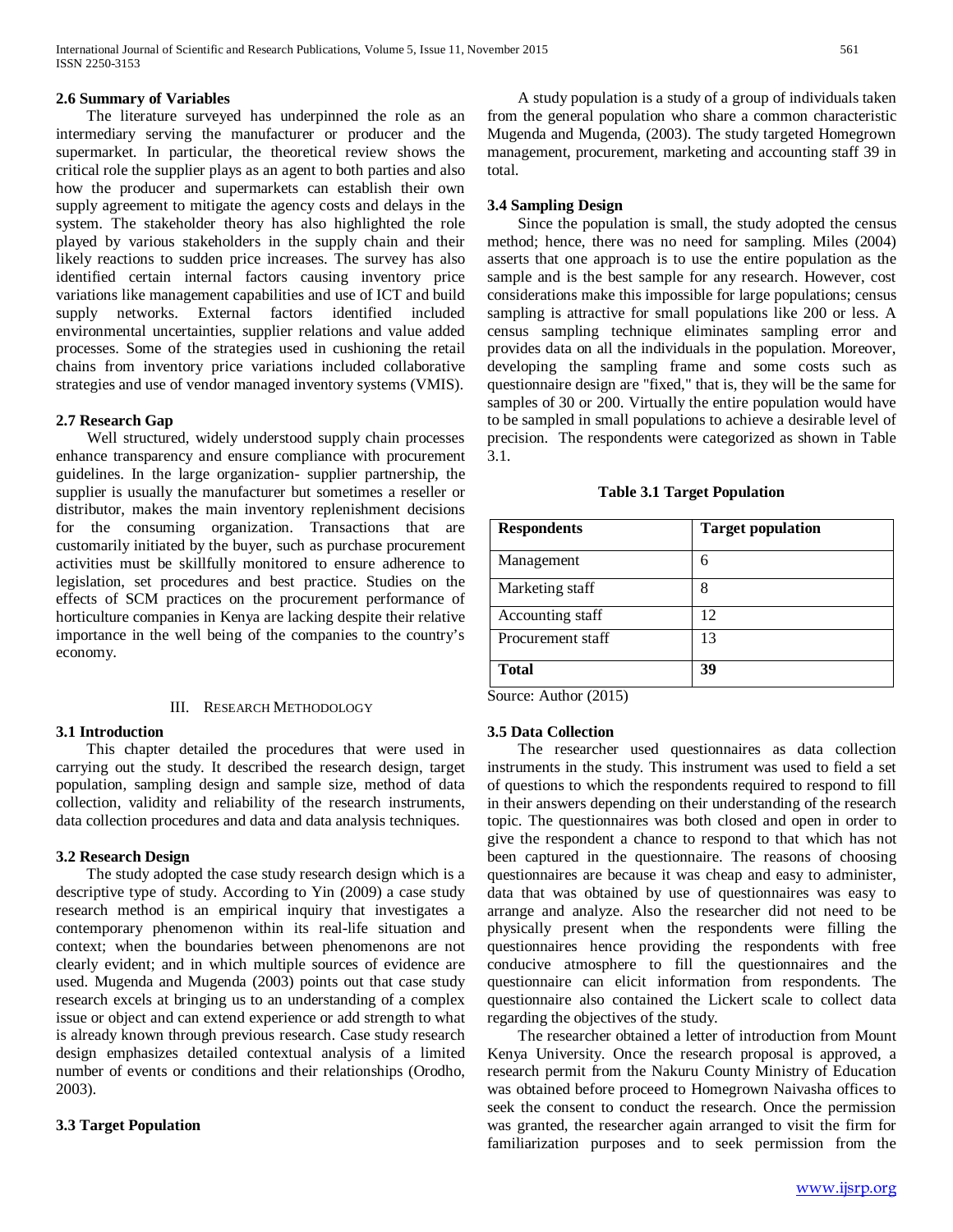### 2.6 Summary of Variables

The literature surveyed has underpinned the role as an intermediary serving the manufacturer or producer and the supermarket. In particular, the theoretical review shows the critical role the supplier plays as an agent to both parties and also how the producer and supermarkets can establish their own supply agreement to mitigate the agency costs and delays in the system. The stakeholder theory has also highlighted the role played by various stakeholders in the supply chain and their likely reactions to sudden price increases. The survey has also identified certain internal factors causing inventory price variations like management capabilities and use of ICT and build supply networks. External factors identified included environmental uncertainties, supplier relations and value added processes. Some of the strategies used in cushioning the retail chains from inventory price variations included collaborative strategies and use of vendor managed inventory systems (VMIS).

### 2.7 Research Gap

Well structured, widely understood supply chain processes enhance transparency and ensure compliance with procurement guidelines. In the large organization- supplier partnership, the supplier is usually the manufacturer but sometimes a reseller or distributor, makes the main inventory replenishment decisions for the consuming organization. Transactions that are customarily initiated by the buyer, such as purchase procurement activities must be skillfully monitored to ensure adherence to legislation, set procedures and best practice. Studies on the effects of SCM practices on the procurement performance of horticulture companies in Kenya are lacking despite their relative importance in the well being of the companies to the country's economy.

## III. Research Methodology

### 3.1 Introduction

This chapter detailed the procedures that were used in carrying out the study. It described the research design, target population, sampling design and sample size, method of data collection, validity and reliability of the research instruments, data collection procedures and data and data analysis techniques.

### 3.2 Research Design

The study adopted the case study research design which is a descriptive type of study. According to Yin (2009) a case study research method is an empirical inquiry that investigates a contemporary phenomenon within its real-life situation and context; when the boundaries between phenomenons are not clearly evident; and in which multiple sources of evidence are used. Mugenda and Mugenda (2003) points out that case study research excels at bringing us to an understanding of a complex issue or object and can extend experience or add strength to what is already known through previous research. Case study research design emphasizes detailed contextual analysis of a limited number of events or conditions and their relationships (Orodho, 2003).

### 3.3 Target Population

A study population is a study of a group of individuals taken from the general population who share a common characteristic Mugenda and Mugenda, (2003). The study targeted Homegrown management, procurement, marketing and accounting staff 39 in total.

### 3.4 Sampling Design

Since the population is small, the study adopted the census method; hence, there was no need for sampling. Miles (2004) asserts that one approach is to use the entire population as the sample and is the best sample for any research. However, cost considerations make this impossible for large populations; census sampling is attractive for small populations like 200 or less. A census sampling technique eliminates sampling error and provides data on all the individuals in the population. Moreover, developing the sampling frame and some costs such as questionnaire design are "fixed," that is, they will be the same for samples of 30 or 200. Virtually the entire population would have to be sampled in small populations to achieve a desirable level of precision. The respondents were categorized as shown in Table 3.1.

**Table 3.1 Target Population**

| Respondents | Target population |
|---|---|
| Management | 6 |
| Marketing staff | 8 |
| Accounting staff | 12 |
| Procurement staff | 13 |
| **Total** | **39** |

Source: Author (2015)

### 3.5 Data Collection

The researcher used questionnaires as data collection instruments in the study. This instrument was used to field a set of questions to which the respondents required to respond to fill in their answers depending on their understanding of the research topic. The questionnaires was both closed and open in order to give the respondent a chance to respond to that which has not been captured in the questionnaire. The reasons of choosing questionnaires are because it was cheap and easy to administer, data that was obtained by use of questionnaires was easy to arrange and analyze. Also the researcher did not need to be physically present when the respondents were filling the questionnaires hence providing the respondents with free conducive atmosphere to fill the questionnaires and the questionnaire can elicit information from respondents. The questionnaire also contained the Lickert scale to collect data regarding the objectives of the study.

The researcher obtained a letter of introduction from Mount Kenya University. Once the research proposal is approved, a research permit from the Nakuru County Ministry of Education was obtained before proceed to Homegrown Naivasha offices to seek the consent to conduct the research. Once the permission was granted, the researcher again arranged to visit the firm for familiarization purposes and to seek permission from the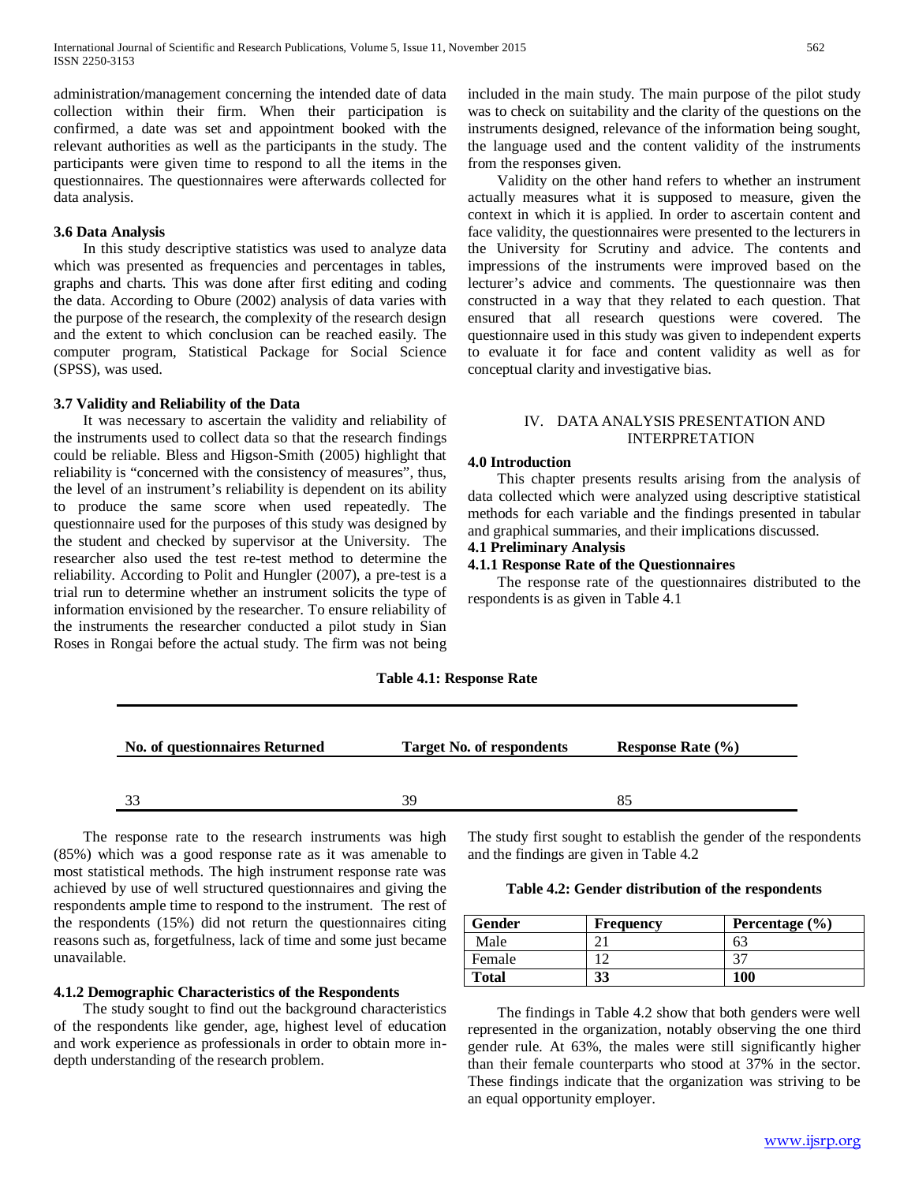administration/management concerning the intended date of data collection within their firm. When their participation is confirmed, a date was set and appointment booked with the relevant authorities as well as the participants in the study. The participants were given time to respond to all the items in the questionnaires. The questionnaires were afterwards collected for data analysis.

### 3.6 Data Analysis

In this study descriptive statistics was used to analyze data which was presented as frequencies and percentages in tables, graphs and charts. This was done after first editing and coding the data. According to Obure (2002) analysis of data varies with the purpose of the research, the complexity of the research design and the extent to which conclusion can be reached easily. The computer program, Statistical Package for Social Science (SPSS), was used.

### 3.7 Validity and Reliability of the Data

It was necessary to ascertain the validity and reliability of the instruments used to collect data so that the research findings could be reliable. Bless and Higson-Smith (2005) highlight that reliability is "concerned with the consistency of measures", thus, the level of an instrument's reliability is dependent on its ability to produce the same score when used repeatedly. The questionnaire used for the purposes of this study was designed by the student and checked by supervisor at the University. The researcher also used the test re-test method to determine the reliability. According to Polit and Hungler (2007), a pre-test is a trial run to determine whether an instrument solicits the type of information envisioned by the researcher. To ensure reliability of the instruments the researcher conducted a pilot study in Sian Roses in Rongai before the actual study. The firm was not being included in the main study. The main purpose of the pilot study was to check on suitability and the clarity of the questions on the instruments designed, relevance of the information being sought, the language used and the content validity of the instruments from the responses given.

Validity on the other hand refers to whether an instrument actually measures what it is supposed to measure, given the context in which it is applied. In order to ascertain content and face validity, the questionnaires were presented to the lecturers in the University for Scrutiny and advice. The contents and impressions of the instruments were improved based on the lecturer's advice and comments. The questionnaire was then constructed in a way that they related to each question. That ensured that all research questions were covered. The questionnaire used in this study was given to independent experts to evaluate it for face and content validity as well as for conceptual clarity and investigative bias.

## IV. DATA ANALYSIS PRESENTATION AND INTERPRETATION

### 4.0 Introduction

This chapter presents results arising from the analysis of data collected which were analyzed using descriptive statistical methods for each variable and the findings presented in tabular and graphical summaries, and their implications discussed.

### 4.1 Preliminary Analysis

#### 4.1.1 Response Rate of the Questionnaires

The response rate of the questionnaires distributed to the respondents is as given in Table 4.1

**Table 4.1: Response Rate**

| No. of questionnaires Returned | Target No. of respondents | Response Rate (%) |
|---|---|---|
| 33 | 39 | 85 |

The response rate to the research instruments was high (85%) which was a good response rate as it was amenable to most statistical methods. The high instrument response rate was achieved by use of well structured questionnaires and giving the respondents ample time to respond to the instrument. The rest of the respondents (15%) did not return the questionnaires citing reasons such as, forgetfulness, lack of time and some just became unavailable.

#### 4.1.2 Demographic Characteristics of the Respondents

The study sought to find out the background characteristics of the respondents like gender, age, highest level of education and work experience as professionals in order to obtain more in-depth understanding of the research problem.

The study first sought to establish the gender of the respondents and the findings are given in Table 4.2

**Table 4.2: Gender distribution of the respondents**

| Gender | Frequency | Percentage (%) |
|---|---|---|
| Male | 21 | 63 |
| Female | 12 | 37 |
| **Total** | **33** | **100** |

The findings in Table 4.2 show that both genders were well represented in the organization, notably observing the one third gender rule. At 63%, the males were still significantly higher than their female counterparts who stood at 37% in the sector. These findings indicate that the organization was striving to be an equal opportunity employer.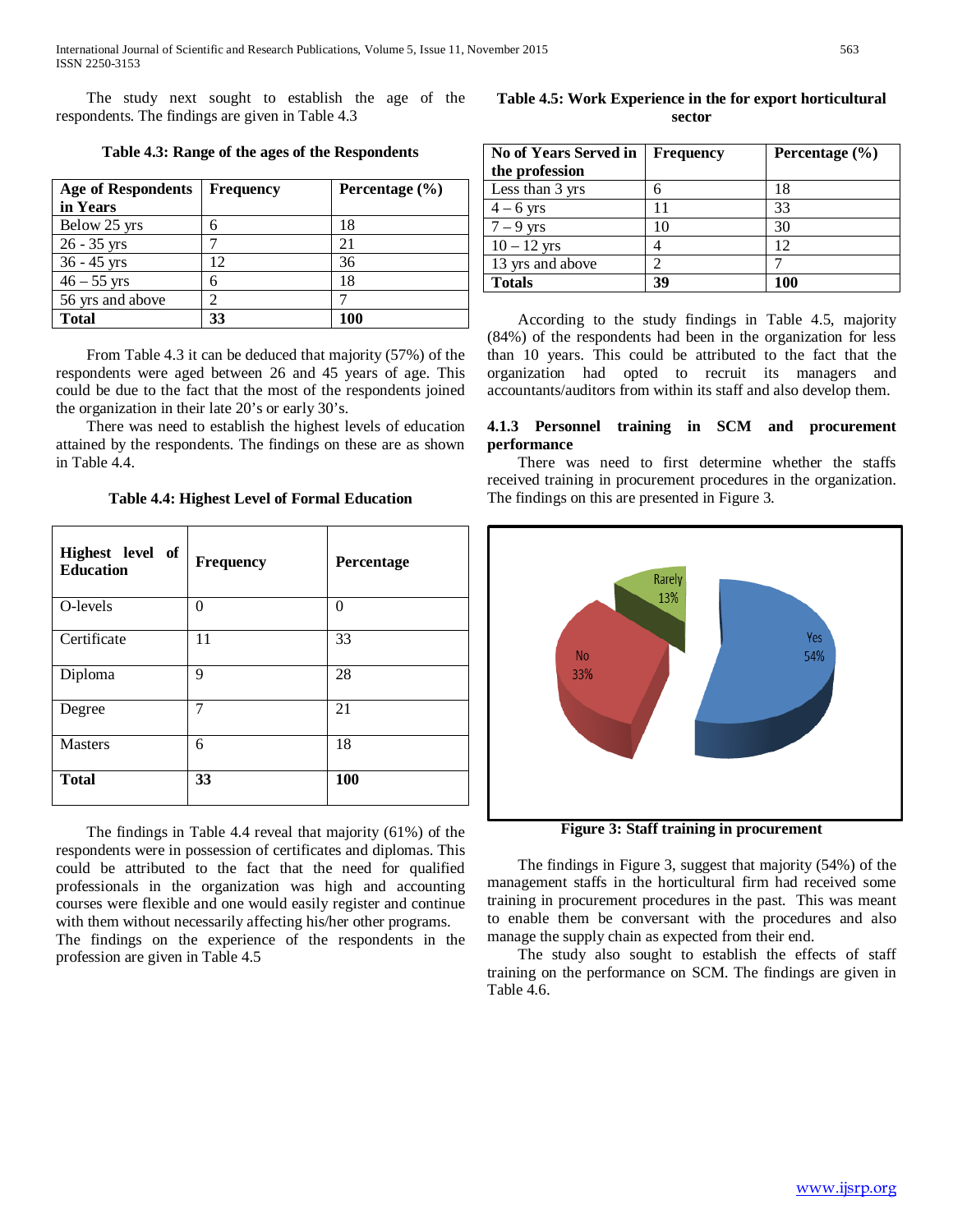The study next sought to establish the age of the respondents. The findings are given in Table 4.3

**Table 4.3: Range of the ages of the Respondents**

| Age of Respondents in Years | Frequency | Percentage (%) |
|---|---|---|
| Below 25 yrs | 6 | 18 |
| 26 - 35 yrs | 7 | 21 |
| 36 - 45 yrs | 12 | 36 |
| 46 – 55 yrs | 6 | 18 |
| 56 yrs and above | 2 | 7 |
| **Total** | **33** | **100** |

From Table 4.3 it can be deduced that majority (57%) of the respondents were aged between 26 and 45 years of age. This could be due to the fact that the most of the respondents joined the organization in their late 20's or early 30's.

There was need to establish the highest levels of education attained by the respondents. The findings on these are as shown in Table 4.4.

**Table 4.4: Highest Level of Formal Education**

| Highest level of Education | Frequency | Percentage |
|---|---|---|
| O-levels | 0 | 0 |
| Certificate | 11 | 33 |
| Diploma | 9 | 28 |
| Degree | 7 | 21 |
| Masters | 6 | 18 |
| **Total** | **33** | **100** |

The findings in Table 4.4 reveal that majority (61%) of the respondents were in possession of certificates and diplomas. This could be attributed to the fact that the need for qualified professionals in the organization was high and accounting courses were flexible and one would easily register and continue with them without necessarily affecting his/her other programs.
The findings on the experience of the respondents in the profession are given in Table 4.5

**Table 4.5: Work Experience in the for export horticultural sector**

| No of Years Served in the profession | Frequency | Percentage (%) |
|---|---|---|
| Less than 3 yrs | 6 | 18 |
| 4 – 6 yrs | 11 | 33 |
| 7 – 9 yrs | 10 | 30 |
| 10 – 12 yrs | 4 | 12 |
| 13 yrs and above | 2 | 7 |
| **Totals** | **39** | **100** |

According to the study findings in Table 4.5, majority (84%) of the respondents had been in the organization for less than 10 years. This could be attributed to the fact that the organization had opted to recruit its managers and accountants/auditors from within its staff and also develop them.

### 4.1.3 Personnel training in SCM and procurement performance

There was need to first determine whether the staffs received training in procurement procedures in the organization. The findings on this are presented in Figure 3.

**Figure 3: Staff training in procurement**

The findings in Figure 3, suggest that majority (54%) of the management staffs in the horticultural firm had received some training in procurement procedures in the past. This was meant to enable them be conversant with the procedures and also manage the supply chain as expected from their end.

The study also sought to establish the effects of staff training on the performance on SCM. The findings are given in Table 4.6.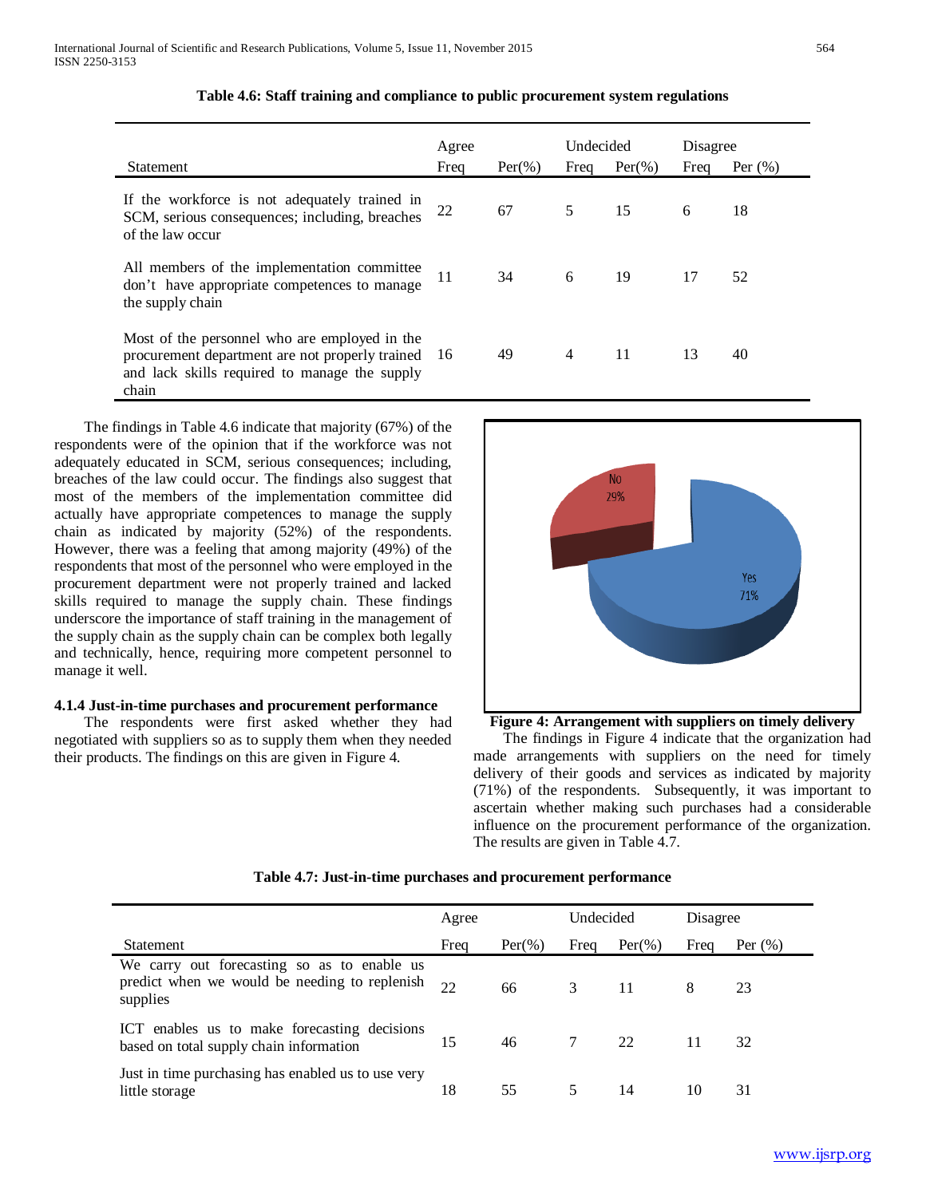**Table 4.6: Staff training and compliance to public procurement system regulations**

| Statement | Agree | | Undecided | | Disagree | |
|---|---|---|---|---|---|---|
| | Freq | Per(%) | Freq | Per(%) | Freq | Per (%) |
| If the workforce is not adequately trained in SCM, serious consequences; including, breaches of the law occur | 22 | 67 | 5 | 15 | 6 | 18 |
| All members of the implementation committee don't have appropriate competences to manage the supply chain | 11 | 34 | 6 | 19 | 17 | 52 |
| Most of the personnel who are employed in the procurement department are not properly trained and lack skills required to manage the supply chain | 16 | 49 | 4 | 11 | 13 | 40 |

The findings in Table 4.6 indicate that majority (67%) of the respondents were of the opinion that if the workforce was not adequately educated in SCM, serious consequences; including, breaches of the law could occur. The findings also suggest that most of the members of the implementation committee did actually have appropriate competences to manage the supply chain as indicated by majority (52%) of the respondents. However, there was a feeling that among majority (49%) of the respondents that most of the personnel who were employed in the procurement department were not properly trained and lacked skills required to manage the supply chain. These findings underscore the importance of staff training in the management of the supply chain as the supply chain can be complex both legally and technically, hence, requiring more competent personnel to manage it well.

### 4.1.4 Just-in-time purchases and procurement performance

The respondents were first asked whether they had negotiated with suppliers so as to supply them when they needed their products. The findings on this are given in Figure 4.

**Figure 4: Arrangement with suppliers on timely delivery**

The findings in Figure 4 indicate that the organization had made arrangements with suppliers on the need for timely delivery of their goods and services as indicated by majority (71%) of the respondents. Subsequently, it was important to ascertain whether making such purchases had a considerable influence on the procurement performance of the organization. The results are given in Table 4.7.

**Table 4.7: Just-in-time purchases and procurement performance**

| Statement | Agree | | Undecided | | Disagree | |
|---|---|---|---|---|---|---|
| | Freq | Per(%) | Freq | Per(%) | Freq | Per (%) |
| We carry out forecasting so as to enable us predict when we would be needing to replenish supplies | 22 | 66 | 3 | 11 | 8 | 23 |
| ICT enables us to make forecasting decisions based on total supply chain information | 15 | 46 | 7 | 22 | 11 | 32 |
| Just in time purchasing has enabled us to use very little storage | 18 | 55 | 5 | 14 | 10 | 31 |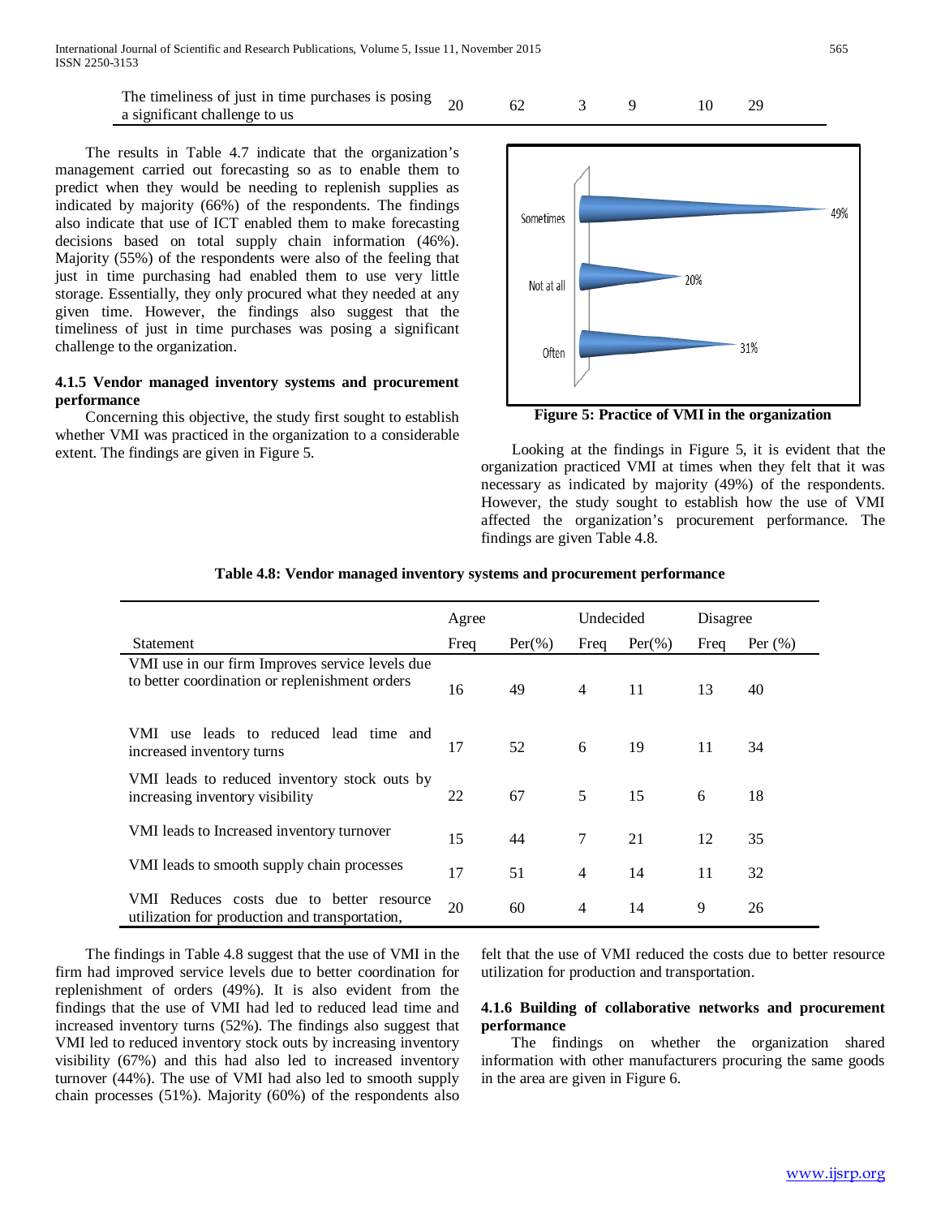| The timeliness of just in time purchases is posing a significant challenge to us | 20 | 62 | 3 | 9 | 10 | 29 |
|---|---|---|---|---|---|---|

The results in Table 4.7 indicate that the organization's management carried out forecasting so as to enable them to predict when they would be needing to replenish supplies as indicated by majority (66%) of the respondents. The findings also indicate that use of ICT enabled them to make forecasting decisions based on total supply chain information (46%). Majority (55%) of the respondents were also of the feeling that just in time purchasing had enabled them to use very little storage. Essentially, they only procured what they needed at any given time. However, the findings also suggest that the timeliness of just in time purchases was posing a significant challenge to the organization.

#### 4.1.5 Vendor managed inventory systems and procurement performance

Concerning this objective, the study first sought to establish whether VMI was practiced in the organization to a considerable extent. The findings are given in Figure 5.

| | |
|---|---|
| Sometimes | 49% |
| Not at all | 20% |
| Often | 31% |

**Figure 5: Practice of VMI in the organization**

Looking at the findings in Figure 5, it is evident that the organization practiced VMI at times when they felt that it was necessary as indicated by majority (49%) of the respondents. However, the study sought to establish how the use of VMI affected the organization's procurement performance. The findings are given Table 4.8.

**Table 4.8: Vendor managed inventory systems and procurement performance**

| | Agree | | Undecided | | Disagree | |
|---|---|---|---|---|---|---|
| Statement | Freq | Per(%) | Freq | Per(%) | Freq | Per (%) |
| VMI use in our firm Improves service levels due to better coordination or replenishment orders | 16 | 49 | 4 | 11 | 13 | 40 |
| VMI use leads to reduced lead time and increased inventory turns | 17 | 52 | 6 | 19 | 11 | 34 |
| VMI leads to reduced inventory stock outs by increasing inventory visibility | 22 | 67 | 5 | 15 | 6 | 18 |
| VMI leads to Increased inventory turnover | 15 | 44 | 7 | 21 | 12 | 35 |
| VMI leads to smooth supply chain processes | 17 | 51 | 4 | 14 | 11 | 32 |
| VMI Reduces costs due to better resource utilization for production and transportation, | 20 | 60 | 4 | 14 | 9 | 26 |

The findings in Table 4.8 suggest that the use of VMI in the firm had improved service levels due to better coordination for replenishment of orders (49%). It is also evident from the findings that the use of VMI had led to reduced lead time and increased inventory turns (52%). The findings also suggest that VMI led to reduced inventory stock outs by increasing inventory visibility (67%) and this had also led to increased inventory turnover (44%). The use of VMI had also led to smooth supply chain processes (51%). Majority (60%) of the respondents also felt that the use of VMI reduced the costs due to better resource utilization for production and transportation.

#### 4.1.6 Building of collaborative networks and procurement performance

The findings on whether the organization shared information with other manufacturers procuring the same goods in the area are given in Figure 6.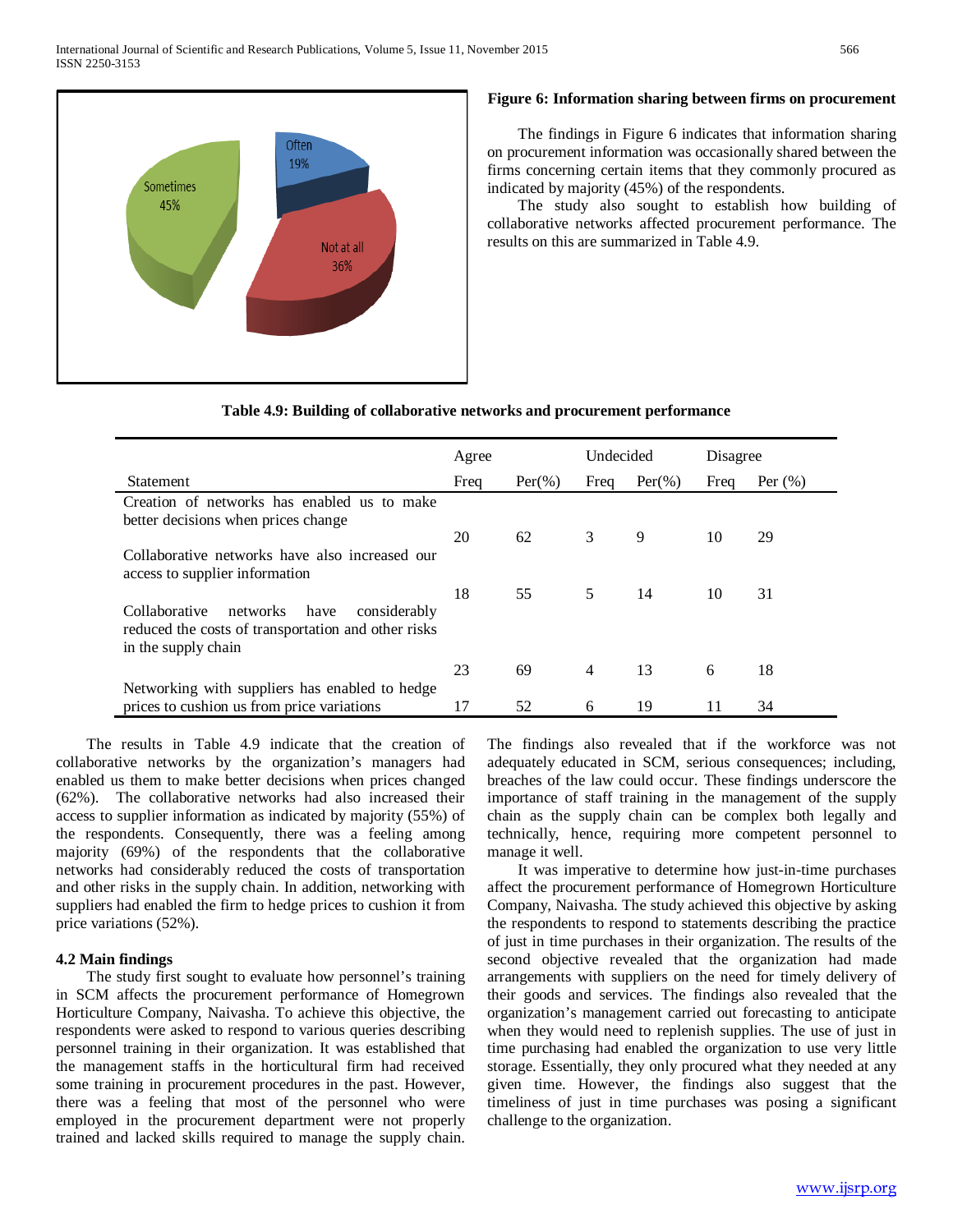**Figure 6: Information sharing between firms on procurement**

The findings in Figure 6 indicates that information sharing on procurement information was occasionally shared between the firms concerning certain items that they commonly procured as indicated by majority (45%) of the respondents.

The study also sought to establish how building of collaborative networks affected procurement performance. The results on this are summarized in Table 4.9.

**Table 4.9: Building of collaborative networks and procurement performance**

| Statement | Agree | | Undecided | | Disagree | |
|---|---|---|---|---|---|---|
| | Freq | Per(%) | Freq | Per(%) | Freq | Per (%) |
| Creation of networks has enabled us to make better decisions when prices change | 20 | 62 | 3 | 9 | 10 | 29 |
| Collaborative networks have also increased our access to supplier information | 18 | 55 | 5 | 14 | 10 | 31 |
| Collaborative networks have considerably reduced the costs of transportation and other risks in the supply chain | 23 | 69 | 4 | 13 | 6 | 18 |
| Networking with suppliers has enabled to hedge prices to cushion us from price variations | 17 | 52 | 6 | 19 | 11 | 34 |

The results in Table 4.9 indicate that the creation of collaborative networks by the organization's managers had enabled us them to make better decisions when prices changed (62%). The collaborative networks had also increased their access to supplier information as indicated by majority (55%) of the respondents. Consequently, there was a feeling among majority (69%) of the respondents that the collaborative networks had considerably reduced the costs of transportation and other risks in the supply chain. In addition, networking with suppliers had enabled the firm to hedge prices to cushion it from price variations (52%).

### 4.2 Main findings

The study first sought to evaluate how personnel's training in SCM affects the procurement performance of Homegrown Horticulture Company, Naivasha. To achieve this objective, the respondents were asked to respond to various queries describing personnel training in their organization. It was established that the management staffs in the horticultural firm had received some training in procurement procedures in the past. However, there was a feeling that most of the personnel who were employed in the procurement department were not properly trained and lacked skills required to manage the supply chain. The findings also revealed that if the workforce was not adequately educated in SCM, serious consequences; including, breaches of the law could occur. These findings underscore the importance of staff training in the management of the supply chain as the supply chain can be complex both legally and technically, hence, requiring more competent personnel to manage it well.

It was imperative to determine how just-in-time purchases affect the procurement performance of Homegrown Horticulture Company, Naivasha. The study achieved this objective by asking the respondents to respond to statements describing the practice of just in time purchases in their organization. The results of the second objective revealed that the organization had made arrangements with suppliers on the need for timely delivery of their goods and services. The findings also revealed that the organization's management carried out forecasting to anticipate when they would need to replenish supplies. The use of just in time purchasing had enabled the organization to use very little storage. Essentially, they only procured what they needed at any given time. However, the findings also suggest that the timeliness of just in time purchases was posing a significant challenge to the organization.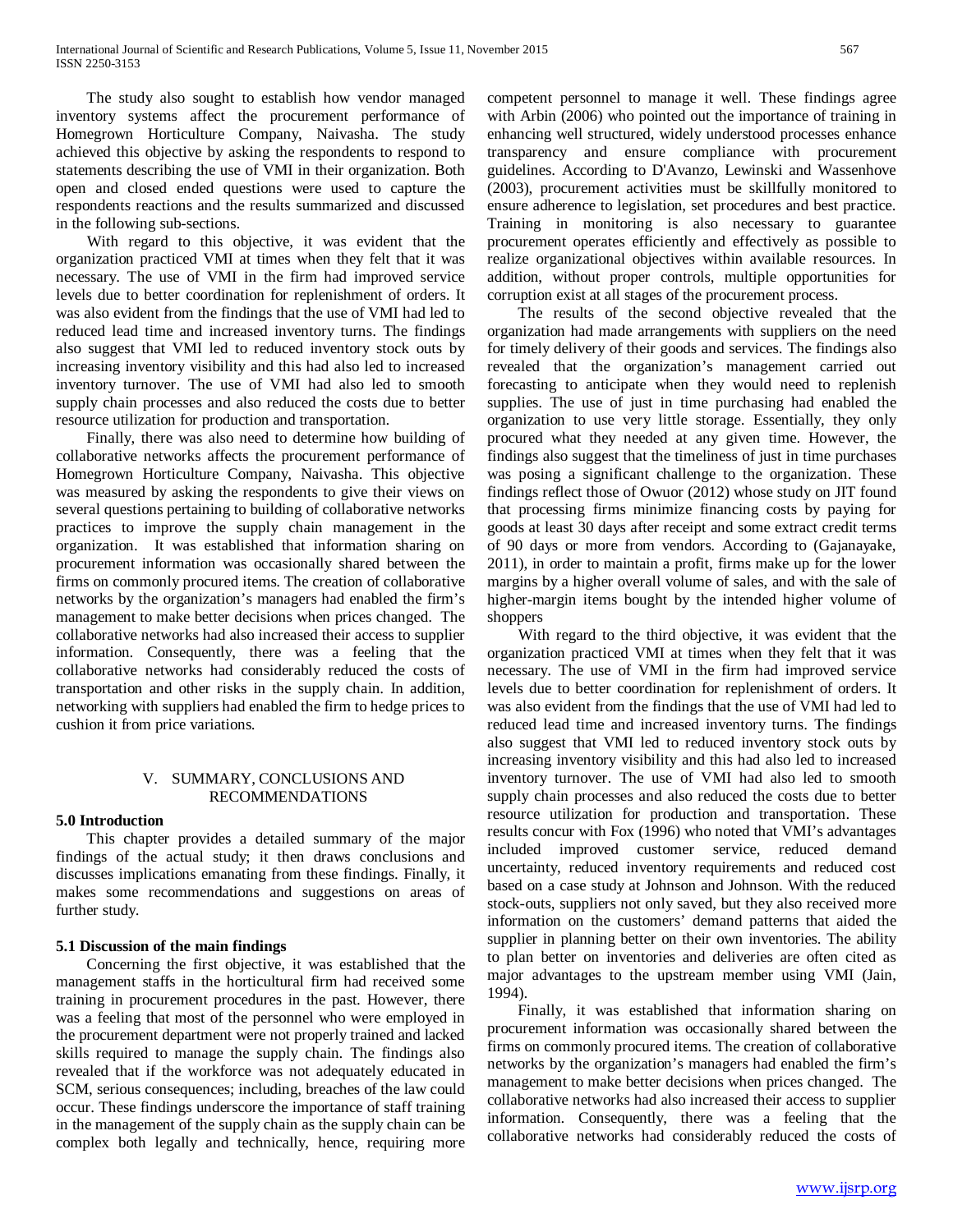The study also sought to establish how vendor managed inventory systems affect the procurement performance of Homegrown Horticulture Company, Naivasha. The study achieved this objective by asking the respondents to respond to statements describing the use of VMI in their organization. Both open and closed ended questions were used to capture the respondents reactions and the results summarized and discussed in the following sub-sections.

With regard to this objective, it was evident that the organization practiced VMI at times when they felt that it was necessary. The use of VMI in the firm had improved service levels due to better coordination for replenishment of orders. It was also evident from the findings that the use of VMI had led to reduced lead time and increased inventory turns. The findings also suggest that VMI led to reduced inventory stock outs by increasing inventory visibility and this had also led to increased inventory turnover. The use of VMI had also led to smooth supply chain processes and also reduced the costs due to better resource utilization for production and transportation.

Finally, there was also need to determine how building of collaborative networks affects the procurement performance of Homegrown Horticulture Company, Naivasha. This objective was measured by asking the respondents to give their views on several questions pertaining to building of collaborative networks practices to improve the supply chain management in the organization. It was established that information sharing on procurement information was occasionally shared between the firms on commonly procured items. The creation of collaborative networks by the organization's managers had enabled the firm's management to make better decisions when prices changed. The collaborative networks had also increased their access to supplier information. Consequently, there was a feeling that the collaborative networks had considerably reduced the costs of transportation and other risks in the supply chain. In addition, networking with suppliers had enabled the firm to hedge prices to cushion it from price variations.

# V. SUMMARY, CONCLUSIONS AND RECOMMENDATIONS

## 5.0 Introduction

This chapter provides a detailed summary of the major findings of the actual study; it then draws conclusions and discusses implications emanating from these findings. Finally, it makes some recommendations and suggestions on areas of further study.

## 5.1 Discussion of the main findings

Concerning the first objective, it was established that the management staffs in the horticultural firm had received some training in procurement procedures in the past. However, there was a feeling that most of the personnel who were employed in the procurement department were not properly trained and lacked skills required to manage the supply chain. The findings also revealed that if the workforce was not adequately educated in SCM, serious consequences; including, breaches of the law could occur. These findings underscore the importance of staff training in the management of the supply chain as the supply chain can be complex both legally and technically, hence, requiring more competent personnel to manage it well. These findings agree with Arbin (2006) who pointed out the importance of training in enhancing well structured, widely understood processes enhance transparency and ensure compliance with procurement guidelines. According to D'Avanzo, Lewinski and Wassenhove (2003), procurement activities must be skillfully monitored to ensure adherence to legislation, set procedures and best practice. Training in monitoring is also necessary to guarantee procurement operates efficiently and effectively as possible to realize organizational objectives within available resources. In addition, without proper controls, multiple opportunities for corruption exist at all stages of the procurement process.

The results of the second objective revealed that the organization had made arrangements with suppliers on the need for timely delivery of their goods and services. The findings also revealed that the organization's management carried out forecasting to anticipate when they would need to replenish supplies. The use of just in time purchasing had enabled the organization to use very little storage. Essentially, they only procured what they needed at any given time. However, the findings also suggest that the timeliness of just in time purchases was posing a significant challenge to the organization. These findings reflect those of Owuor (2012) whose study on JIT found that processing firms minimize financing costs by paying for goods at least 30 days after receipt and some extract credit terms of 90 days or more from vendors. According to (Gajanayake, 2011), in order to maintain a profit, firms make up for the lower margins by a higher overall volume of sales, and with the sale of higher-margin items bought by the intended higher volume of shoppers

With regard to the third objective, it was evident that the organization practiced VMI at times when they felt that it was necessary. The use of VMI in the firm had improved service levels due to better coordination for replenishment of orders. It was also evident from the findings that the use of VMI had led to reduced lead time and increased inventory turns. The findings also suggest that VMI led to reduced inventory stock outs by increasing inventory visibility and this had also led to increased inventory turnover. The use of VMI had also led to smooth supply chain processes and also reduced the costs due to better resource utilization for production and transportation. These results concur with Fox (1996) who noted that VMI's advantages included improved customer service, reduced demand uncertainty, reduced inventory requirements and reduced cost based on a case study at Johnson and Johnson. With the reduced stock-outs, suppliers not only saved, but they also received more information on the customers' demand patterns that aided the supplier in planning better on their own inventories. The ability to plan better on inventories and deliveries are often cited as major advantages to the upstream member using VMI (Jain, 1994).

Finally, it was established that information sharing on procurement information was occasionally shared between the firms on commonly procured items. The creation of collaborative networks by the organization's managers had enabled the firm's management to make better decisions when prices changed. The collaborative networks had also increased their access to supplier information. Consequently, there was a feeling that the collaborative networks had considerably reduced the costs of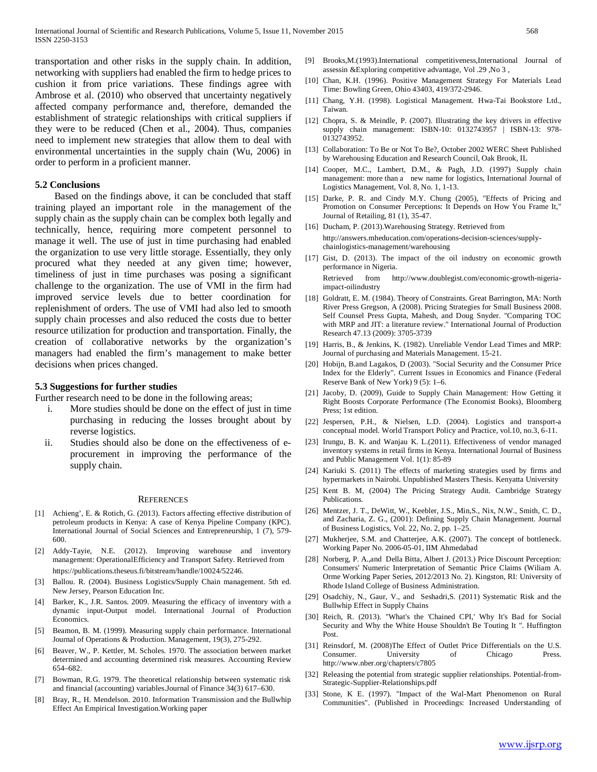transportation and other risks in the supply chain. In addition, networking with suppliers had enabled the firm to hedge prices to cushion it from price variations. These findings agree with Ambrose et al. (2010) who observed that uncertainty negatively affected company performance and, therefore, demanded the establishment of strategic relationships with critical suppliers if they were to be reduced (Chen et al., 2004). Thus, companies need to implement new strategies that allow them to deal with environmental uncertainties in the supply chain (Wu, 2006) in order to perform in a proficient manner.

### 5.2 Conclusions

Based on the findings above, it can be concluded that staff training played an important role in the management of the supply chain as the supply chain can be complex both legally and technically, hence, requiring more competent personnel to manage it well. The use of just in time purchasing had enabled the organization to use very little storage. Essentially, they only procured what they needed at any given time; however, timeliness of just in time purchases was posing a significant challenge to the organization. The use of VMI in the firm had improved service levels due to better coordination for replenishment of orders. The use of VMI had also led to smooth supply chain processes and also reduced the costs due to better resource utilization for production and transportation. Finally, the creation of collaborative networks by the organization's managers had enabled the firm's management to make better decisions when prices changed.

### 5.3 Suggestions for further studies

Further research need to be done in the following areas;

i. More studies should be done on the effect of just in time purchasing in reducing the losses brought about by reverse logistics.

ii. Studies should also be done on the effectiveness of e-procurement in improving the performance of the supply chain.

## References

[1] Achieng', E. & Rotich, G. (2013). Factors affecting effective distribution of petroleum products in Kenya: A case of Kenya Pipeline Company (KPC). International Journal of Social Sciences and Entrepreneurship, 1 (7), 579-600.

[2] Addy-Tayie, N.E. (2012). Improving warehouse and inventory management: OperationalEfficiency and Transport Safety. Retrieved from https://publications.theseus.fi/bitstream/handle/10024/52246.

[3] Ballou. R. (2004). Business Logistics/Supply Chain management. 5th ed. New Jersey, Pearson Education Inc.

[4] Barker, K., J.R. Santos. 2009. Measuring the efficacy of inventory with a dynamic input-Output model. International Journal of Production Economics.

[5] Beamon, B. M. (1999). Measuring supply chain performance. International Journal of Operations & Production. Management, 19(3), 275-292.

[6] Beaver, W., P. Kettler, M. Scholes. 1970. The association between market determined and accounting determined risk measures. Accounting Review 654–682.

[7] Bowman, R.G. 1979. The theoretical relationship between systematic risk and financial (accounting) variables.Journal of Finance 34(3) 617–630.

[8] Bray, R., H. Mendelson. 2010. Information Transmission and the Bullwhip Effect An Empirical Investigation.Working paper

[9] Brooks,M.(1993).International competitiveness,International Journal of assessin &Exploring competitive advantage, Vol .29 ,No 3 ,

[10] Chan, K.H. (1996). Positive Management Strategy For Materials Lead Time: Bowling Green, Ohio 43403, 419/372-2946.

[11] Chang, Y.H. (1998). Logistical Management. Hwa-Tai Bookstore Ltd., Taiwan.

[12] Chopra, S. & Meindle, P. (2007). Illustrating the key drivers in effective supply chain management: ISBN-10: 0132743957 | ISBN-13: 978-0132743952.

[13] Collaboration: To Be or Not To Be?, October 2002 WERC Sheet Published by Warehousing Education and Research Council, Oak Brook, IL

[14] Cooper, M.C., Lambert, D.M., & Pagh, J.D. (1997) Supply chain management: more than a new name for logistics, International Journal of Logistics Management, Vol. 8, No. 1, 1-13.

[15] Darke, P. R. and Cindy M.Y. Chung (2005), "Effects of Pricing and Promotion on Consumer Perceptions: It Depends on How You Frame It," Journal of Retailing, 81 (1), 35-47.

[16] Ducham, P. (2013).Warehousing Strategy. Retrieved from http://answers.mheducation.com/operations-decision-sciences/supply-chainlogistics-management/warehousing

[17] Gist, D. (2013). The impact of the oil industry on economic growth performance in Nigeria. Retrieved from http://www.doublegist.com/economic-growth-nigeria-impact-oilindustry

[18] Goldratt, E. M. (1984). Theory of Constraints. Great Barrington, MA: North River Press Gregson, A (2008). Pricing Strategies for Small Business 2008. Self Counsel Press Gupta, Mahesh, and Doug Snyder. "Comparing TOC with MRP and JIT: a literature review." International Journal of Production Research 47.13 (2009): 3705-3739

[19] Harris, B., & Jenkins, K. (1982). Unreliable Vendor Lead Times and MRP: Journal of purchasing and Materials Management. 15-21.

[20] Hobijn, B.and Lagakos, D (2003). "Social Security and the Consumer Price Index for the Elderly". Current Issues in Economics and Finance (Federal Reserve Bank of New York) 9 (5): 1–6.

[21] Jacoby, D. (2009), Guide to Supply Chain Management: How Getting it Right Boosts Corporate Performance (The Economist Books), Bloomberg Press; 1st edition.

[22] Jespersen, P.H., & Nielsen, L.D. (2004). Logistics and transport-a conceptual model. World Transport Policy and Practice, vol.10, no.3, 6-11.

[23] Irungu, B. K. and Wanjau K. L.(2011). Effectiveness of vendor managed inventory systems in retail firms in Kenya. International Journal of Business and Public Management Vol. 1(1): 85-89

[24] Kariuki S. (2011) The effects of marketing strategies used by firms and hypermarkets in Nairobi. Unpublished Masters Thesis. Kenyatta University

[25] Kent B. M, (2004) The Pricing Strategy Audit. Cambridge Strategy Publications.

[26] Mentzer, J. T., DeWitt, W., Keebler, J.S., Min,S., Nix, N.W., Smith, C. D., and Zacharia, Z. G., (2001): Defining Supply Chain Management. Journal of Business Logistics, Vol. 22, No. 2, pp. 1–25.

[27] Mukherjee, S.M. and Chatterjee, A.K. (2007). The concept of bottleneck. Working Paper No. 2006-05-01, IIM Ahmedabad

[28] Norberg, P. A.,and Della Bitta, Albert J. (2013.) Price Discount Perception: Consumers' Numeric Interpretation of Semantic Price Claims (Wiliam A. Orme Working Paper Series, 2012/2013 No. 2). Kingston, RI: University of Rhode Island College of Business Administration.

[29] Osadchiy, N., Gaur, V., and Seshadri,S. (2011) Systematic Risk and the Bullwhip Effect in Supply Chains

[30] Reich, R. (2013). "What's the 'Chained CPI,' Why It's Bad for Social Security and Why the White House Shouldn't Be Touting It ". Huffington Post.

[31] Reinsdorf, M. (2008)The Effect of Outlet Price Differentials on the U.S. Consumer. University of Chicago Press. http://www.nber.org/chapters/c7805

[32] Releasing the potential from strategic supplier relationships. Potential-from-Strategic-Supplier-Relationships.pdf

[33] Stone, K E. (1997). "Impact of the Wal-Mart Phenomenon on Rural Communities". (Published in Proceedings: Increased Understanding of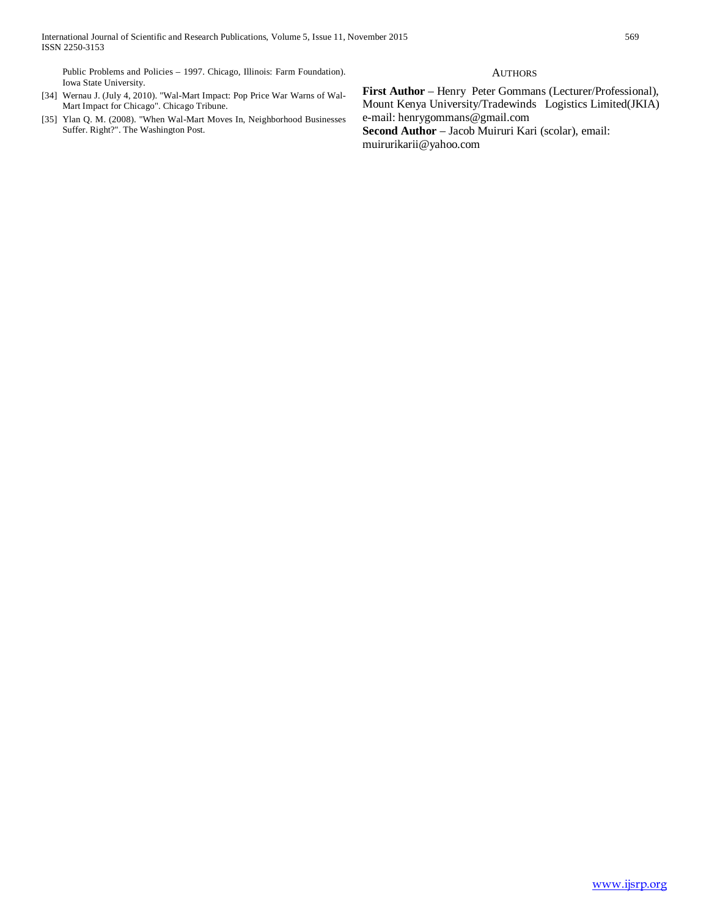Public Problems and Policies – 1997. Chicago, Illinois: Farm Foundation). Iowa State University.

[34] Wernau J. (July 4, 2010). "Wal-Mart Impact: Pop Price War Warns of Wal-Mart Impact for Chicago". Chicago Tribune.

[35] Ylan Q. M. (2008). "When Wal-Mart Moves In, Neighborhood Businesses Suffer. Right?". The Washington Post.

## AUTHORS

**First Author** – Henry Peter Gommans (Lecturer/Professional), Mount Kenya University/Tradewinds Logistics Limited(JKIA) e-mail: henrygommans@gmail.com

**Second Author** – Jacob Muiruri Kari (scolar), email: muirurikarii@yahoo.com